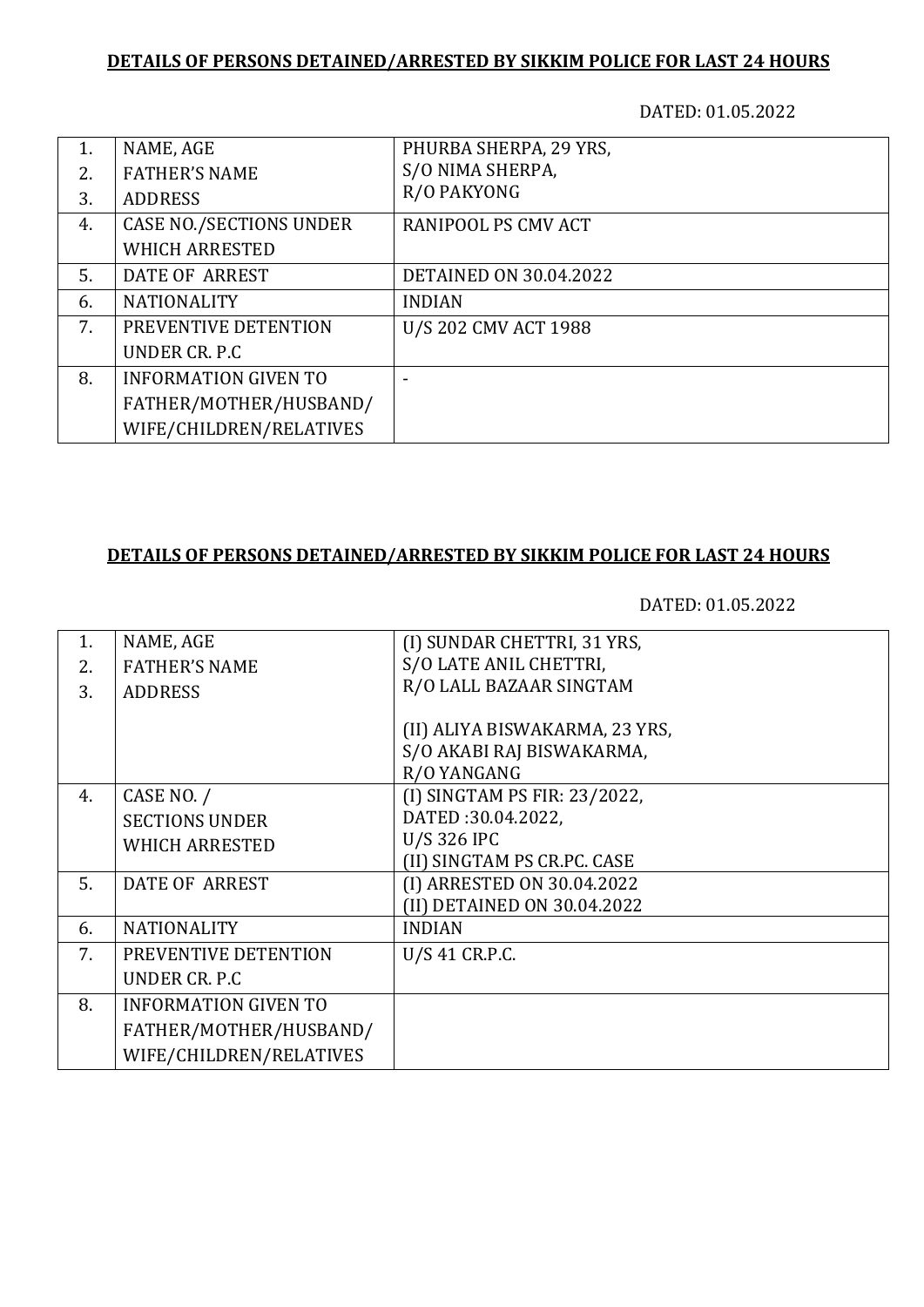**DETAILS OF PERSONS DETAINED/ARRESTED BY SIKKIM POLICE FOR LAST 24 HOURS**

DATED: 01.05.2022

| | | |
|---|---|---|
| 1.<br>2.<br>3. | NAME, AGE<br>FATHER'S NAME<br>ADDRESS | PHURBA SHERPA, 29 YRS,<br>S/O NIMA SHERPA,<br>R/O PAKYONG |
| 4. | CASE NO./SECTIONS UNDER WHICH ARRESTED | RANIPOOL PS CMV ACT |
| 5. | DATE OF ARREST | DETAINED ON 30.04.2022 |
| 6. | NATIONALITY | INDIAN |
| 7. | PREVENTIVE DETENTION UNDER CR. P.C | U/S 202 CMV ACT 1988 |
| 8. | INFORMATION GIVEN TO FATHER/MOTHER/HUSBAND/ WIFE/CHILDREN/RELATIVES | - |

**DETAILS OF PERSONS DETAINED/ARRESTED BY SIKKIM POLICE FOR LAST 24 HOURS**

DATED: 01.05.2022

| | | |
|---|---|---|
| 1.<br>2.<br>3. | NAME, AGE<br>FATHER'S NAME<br>ADDRESS | (I) SUNDAR CHETTRI, 31 YRS,<br>S/O LATE ANIL CHETTRI,<br>R/O LALL BAZAAR SINGTAM<br><br>(II) ALIYA BISWAKARMA, 23 YRS,<br>S/O AKABI RAJ BISWAKARMA,<br>R/O YANGANG |
| 4. | CASE NO. /<br>SECTIONS UNDER<br>WHICH ARRESTED | (I) SINGTAM PS FIR: 23/2022,<br>DATED :30.04.2022,<br>U/S 326 IPC<br>(II) SINGTAM PS CR.PC. CASE |
| 5. | DATE OF ARREST | (I) ARRESTED ON 30.04.2022<br>(II) DETAINED ON 30.04.2022 |
| 6. | NATIONALITY | INDIAN |
| 7. | PREVENTIVE DETENTION UNDER CR. P.C | U/S 41 CR.P.C. |
| 8. | INFORMATION GIVEN TO FATHER/MOTHER/HUSBAND/ WIFE/CHILDREN/RELATIVES | |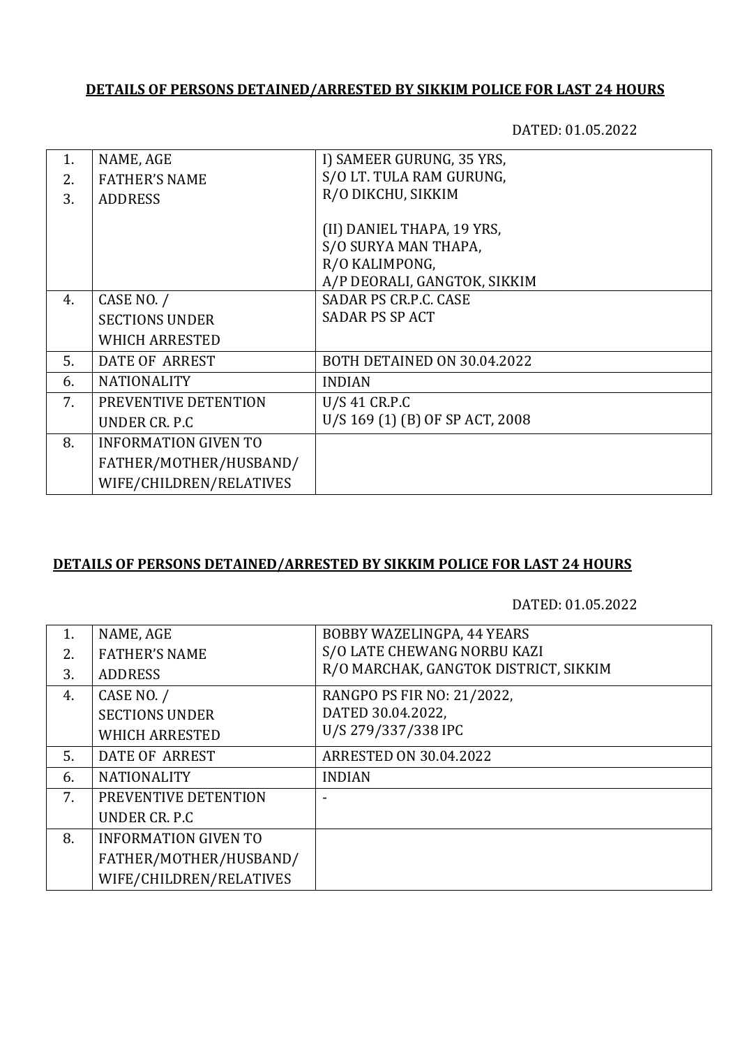**DETAILS OF PERSONS DETAINED/ARRESTED BY SIKKIM POLICE FOR LAST 24 HOURS**

DATED: 01.05.2022

| | | |
|---|---|---|
| 1.<br>2.<br>3. | NAME, AGE<br>FATHER'S NAME<br>ADDRESS | I) SAMEER GURUNG, 35 YRS,<br>S/O LT. TULA RAM GURUNG,<br>R/O DIKCHU, SIKKIM<br><br>(II) DANIEL THAPA, 19 YRS,<br>S/O SURYA MAN THAPA,<br>R/O KALIMPONG,<br>A/P DEORALI, GANGTOK, SIKKIM |
| 4. | CASE NO. /<br>SECTIONS UNDER<br>WHICH ARRESTED | SADAR PS CR.P.C. CASE<br>SADAR PS SP ACT |
| 5. | DATE OF ARREST | BOTH DETAINED ON 30.04.2022 |
| 6. | NATIONALITY | INDIAN |
| 7. | PREVENTIVE DETENTION<br>UNDER CR. P.C | U/S 41 CR.P.C<br>U/S 169 (1) (B) OF SP ACT, 2008 |
| 8. | INFORMATION GIVEN TO<br>FATHER/MOTHER/HUSBAND/<br>WIFE/CHILDREN/RELATIVES | |

**DETAILS OF PERSONS DETAINED/ARRESTED BY SIKKIM POLICE FOR LAST 24 HOURS**

DATED: 01.05.2022

| | | |
|---|---|---|
| 1.<br>2.<br>3. | NAME, AGE<br>FATHER'S NAME<br>ADDRESS | BOBBY WAZELINGPA, 44 YEARS<br>S/O LATE CHEWANG NORBU KAZI<br>R/O MARCHAK, GANGTOK DISTRICT, SIKKIM |
| 4. | CASE NO. /<br>SECTIONS UNDER<br>WHICH ARRESTED | RANGPO PS FIR NO: 21/2022,<br>DATED 30.04.2022,<br>U/S 279/337/338 IPC |
| 5. | DATE OF ARREST | ARRESTED ON 30.04.2022 |
| 6. | NATIONALITY | INDIAN |
| 7. | PREVENTIVE DETENTION<br>UNDER CR. P.C | - |
| 8. | INFORMATION GIVEN TO<br>FATHER/MOTHER/HUSBAND/<br>WIFE/CHILDREN/RELATIVES | |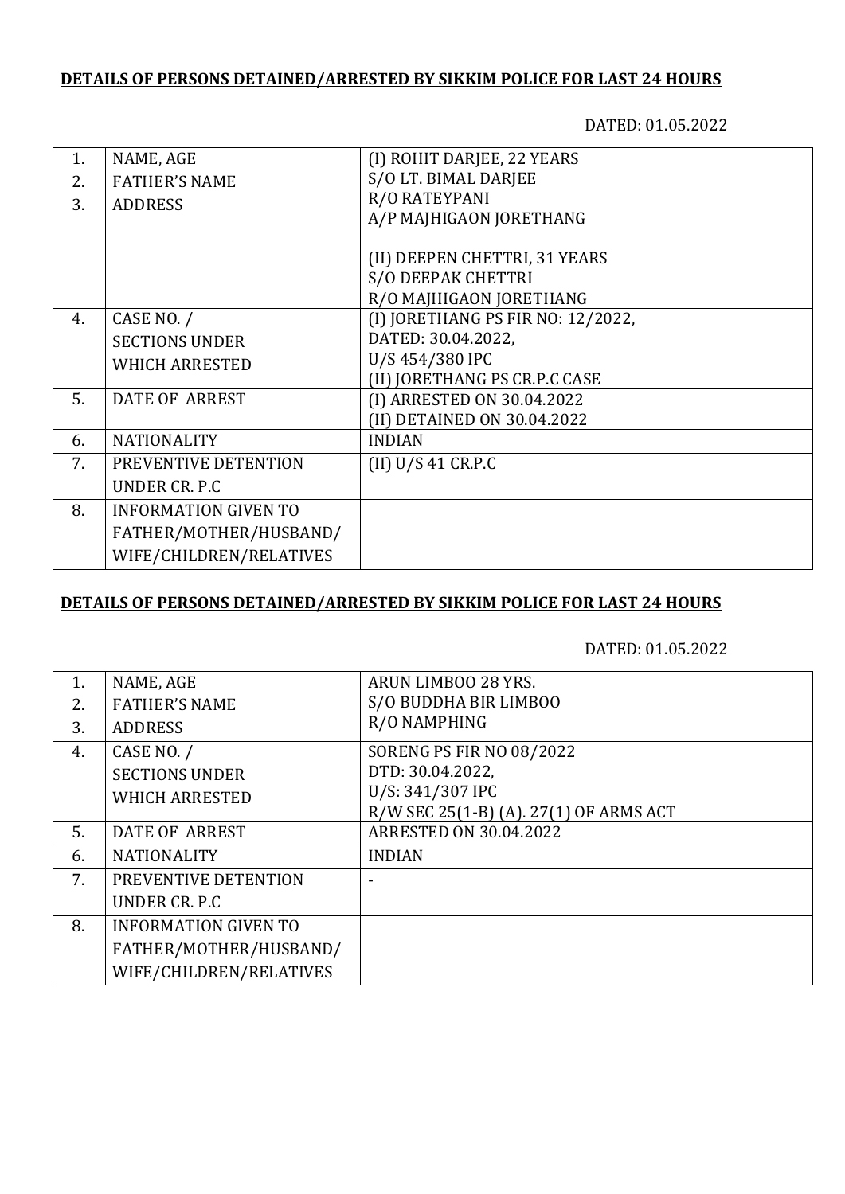**DETAILS OF PERSONS DETAINED/ARRESTED BY SIKKIM POLICE FOR LAST 24 HOURS**

DATED: 01.05.2022

| | | |
|---|---|---|
| 1.<br>2.<br>3. | NAME, AGE<br>FATHER'S NAME<br>ADDRESS | (I) ROHIT DARJEE, 22 YEARS<br>S/O LT. BIMAL DARJEE<br>R/O RATEYPANI<br>A/P MAJHIGAON JORETHANG<br><br>(II) DEEPEN CHETTRI, 31 YEARS<br>S/O DEEPAK CHETTRI<br>R/O MAJHIGAON JORETHANG |
| 4. | CASE NO. /<br>SECTIONS UNDER<br>WHICH ARRESTED | (I) JORETHANG PS FIR NO: 12/2022,<br>DATED: 30.04.2022,<br>U/S 454/380 IPC<br>(II) JORETHANG PS CR.P.C CASE |
| 5. | DATE OF ARREST | (I) ARRESTED ON 30.04.2022<br>(II) DETAINED ON 30.04.2022 |
| 6. | NATIONALITY | INDIAN |
| 7. | PREVENTIVE DETENTION<br>UNDER CR. P.C | (II) U/S 41 CR.P.C |
| 8. | INFORMATION GIVEN TO<br>FATHER/MOTHER/HUSBAND/<br>WIFE/CHILDREN/RELATIVES | |

**DETAILS OF PERSONS DETAINED/ARRESTED BY SIKKIM POLICE FOR LAST 24 HOURS**

DATED: 01.05.2022

| | | |
|---|---|---|
| 1.<br>2.<br>3. | NAME, AGE<br>FATHER'S NAME<br>ADDRESS | ARUN LIMBOO 28 YRS.<br>S/O BUDDHA BIR LIMBOO<br>R/O NAMPHING |
| 4. | CASE NO. /<br>SECTIONS UNDER<br>WHICH ARRESTED | SORENG PS FIR NO 08/2022<br>DTD: 30.04.2022,<br>U/S: 341/307 IPC<br>R/W SEC 25(1-B) (A). 27(1) OF ARMS ACT |
| 5. | DATE OF ARREST | ARRESTED ON 30.04.2022 |
| 6. | NATIONALITY | INDIAN |
| 7. | PREVENTIVE DETENTION<br>UNDER CR. P.C | - |
| 8. | INFORMATION GIVEN TO<br>FATHER/MOTHER/HUSBAND/<br>WIFE/CHILDREN/RELATIVES | |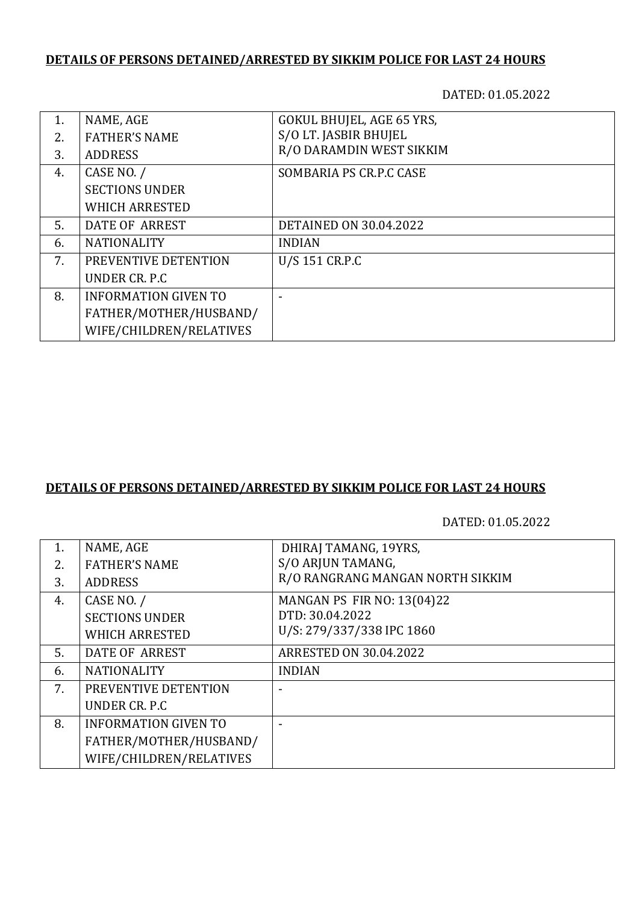**DETAILS OF PERSONS DETAINED/ARRESTED BY SIKKIM POLICE FOR LAST 24 HOURS**

DATED: 01.05.2022

| | | |
|---|---|---|
| 1.<br>2.<br>3. | NAME, AGE<br>FATHER'S NAME<br>ADDRESS | GOKUL BHUJEL, AGE 65 YRS,<br>S/O LT. JASBIR BHUJEL<br>R/O DARAMDIN WEST SIKKIM |
| 4. | CASE NO. /<br>SECTIONS UNDER<br>WHICH ARRESTED | SOMBARIA PS CR.P.C CASE |
| 5. | DATE OF ARREST | DETAINED ON 30.04.2022 |
| 6. | NATIONALITY | INDIAN |
| 7. | PREVENTIVE DETENTION<br>UNDER CR. P.C | U/S 151 CR.P.C |
| 8. | INFORMATION GIVEN TO<br>FATHER/MOTHER/HUSBAND/<br>WIFE/CHILDREN/RELATIVES | - |

**DETAILS OF PERSONS DETAINED/ARRESTED BY SIKKIM POLICE FOR LAST 24 HOURS**

DATED: 01.05.2022

| | | |
|---|---|---|
| 1.<br>2.<br>3. | NAME, AGE<br>FATHER'S NAME<br>ADDRESS | DHIRAJ TAMANG, 19YRS,<br>S/O ARJUN TAMANG,<br>R/O RANGRANG MANGAN NORTH SIKKIM |
| 4. | CASE NO. /<br>SECTIONS UNDER<br>WHICH ARRESTED | MANGAN PS FIR NO: 13(04)22<br>DTD: 30.04.2022<br>U/S: 279/337/338 IPC 1860 |
| 5. | DATE OF ARREST | ARRESTED ON 30.04.2022 |
| 6. | NATIONALITY | INDIAN |
| 7. | PREVENTIVE DETENTION<br>UNDER CR. P.C | - |
| 8. | INFORMATION GIVEN TO<br>FATHER/MOTHER/HUSBAND/<br>WIFE/CHILDREN/RELATIVES | - |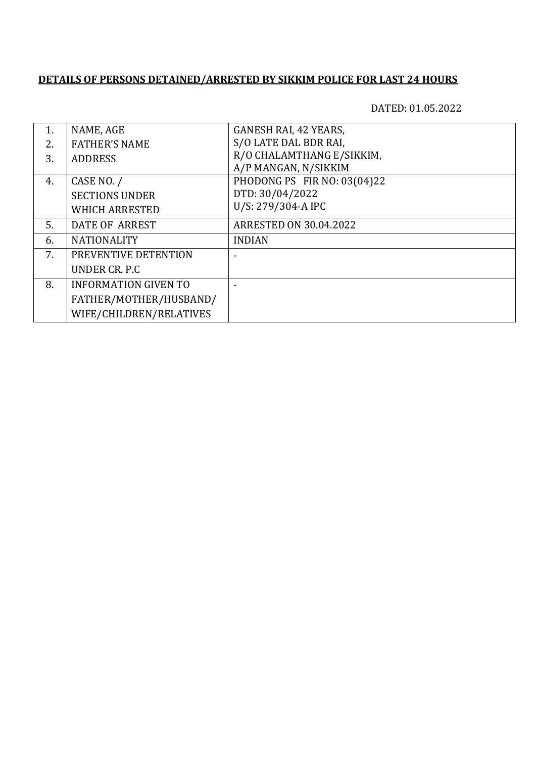**DETAILS OF PERSONS DETAINED/ARRESTED BY SIKKIM POLICE FOR LAST 24 HOURS**

DATED: 01.05.2022

| | | |
|---|---|---|
| 1.<br>2.<br>3. | NAME, AGE<br>FATHER'S NAME<br>ADDRESS | GANESH RAI, 42 YEARS,<br>S/O LATE DAL BDR RAI,<br>R/O CHALAMTHANG E/SIKKIM,<br>A/P MANGAN, N/SIKKIM |
| 4. | CASE NO. /<br>SECTIONS UNDER<br>WHICH ARRESTED | PHODONG PS FIR NO: 03(04)22<br>DTD: 30/04/2022<br>U/S: 279/304-A IPC |
| 5. | DATE OF ARREST | ARRESTED ON 30.04.2022 |
| 6. | NATIONALITY | INDIAN |
| 7. | PREVENTIVE DETENTION<br>UNDER CR. P.C | - |
| 8. | INFORMATION GIVEN TO<br>FATHER/MOTHER/HUSBAND/<br>WIFE/CHILDREN/RELATIVES | - |